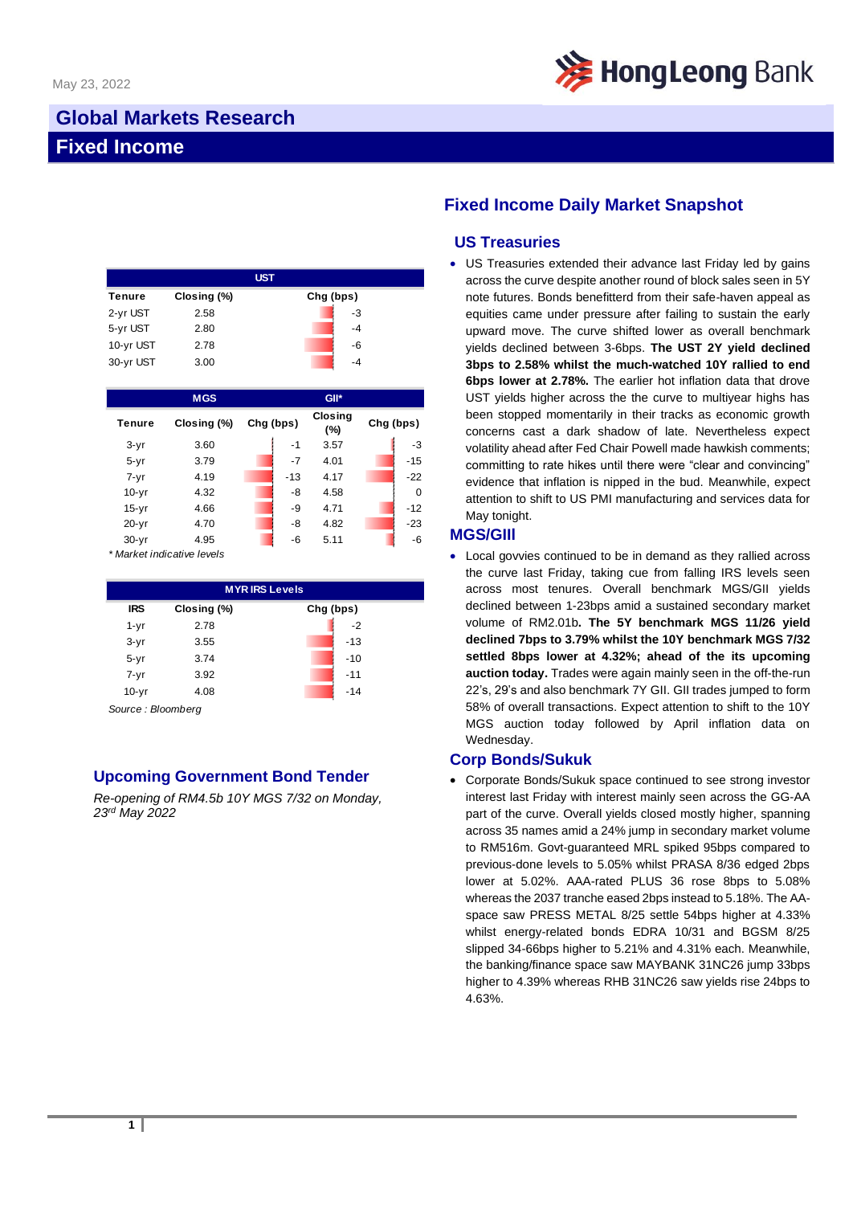May 23, 2022

# Global Markets Research
# Fixed Income

## Fixed Income Daily Market Snapshot

| UST | | |
|---|---|---|
| Tenure | Closing (%) | Chg (bps) |
| 2-yr UST | 2.58 | -3 |
| 5-yr UST | 2.80 | -4 |
| 10-yr UST | 2.78 | -6 |
| 30-yr UST | 3.00 | -4 |

| | MGS | | GII* | |
|---|---|---|---|---|
| Tenure | Closing (%) | Chg (bps) | Closing (%) | Chg (bps) |
| 3-yr | 3.60 | -1 | 3.57 | -3 |
| 5-yr | 3.79 | -7 | 4.01 | -15 |
| 7-yr | 4.19 | -13 | 4.17 | -22 |
| 10-yr | 4.32 | -8 | 4.58 | 0 |
| 15-yr | 4.66 | -9 | 4.71 | -12 |
| 20-yr | 4.70 | -8 | 4.82 | -23 |
| 30-yr | 4.95 | -6 | 5.11 | -6 |

*\* Market indicative levels*

| MYR IRS Levels | | |
|---|---|---|
| IRS | Closing (%) | Chg (bps) |
| 1-yr | 2.78 | -2 |
| 3-yr | 3.55 | -13 |
| 5-yr | 3.74 | -10 |
| 7-yr | 3.92 | -11 |
| 10-yr | 4.08 | -14 |

*Source : Bloomberg*

### US Treasuries

- US Treasuries extended their advance last Friday led by gains across the curve despite another round of block sales seen in 5Y note futures. Bonds benefitterd from their safe-haven appeal as equities came under pressure after failing to sustain the early upward move. The curve shifted lower as overall benchmark yields declined between 3-6bps. **The UST 2Y yield declined 3bps to 2.58% whilst the much-watched 10Y rallied to end 6bps lower at 2.78%.** The earlier hot inflation data that drove UST yields higher across the the curve to multiyear highs has been stopped momentarily in their tracks as economic growth concerns cast a dark shadow of late. Nevertheless expect volatility ahead after Fed Chair Powell made hawkish comments; committing to rate hikes until there were "clear and convincing" evidence that inflation is nipped in the bud. Meanwhile, expect attention to shift to US PMI manufacturing and services data for May tonight.

### MGS/GIII

- Local govvies continued to be in demand as they rallied across the curve last Friday, taking cue from falling IRS levels seen across most tenures. Overall benchmark MGS/GII yields declined between 1-23bps amid a sustained secondary market volume of RM2.01b**. The 5Y benchmark MGS 11/26 yield declined 7bps to 3.79% whilst the 10Y benchmark MGS 7/32 settled 8bps lower at 4.32%; ahead of the its upcoming auction today.** Trades were again mainly seen in the off-the-run 22's, 29's and also benchmark 7Y GII. GII trades jumped to form 58% of overall transactions. Expect attention to shift to the 10Y MGS auction today followed by April inflation data on Wednesday.

### Corp Bonds/Sukuk

- Corporate Bonds/Sukuk space continued to see strong investor interest last Friday with interest mainly seen across the GG-AA part of the curve. Overall yields closed mostly higher, spanning across 35 names amid a 24% jump in secondary market volume to RM516m. Govt-guaranteed MRL spiked 95bps compared to previous-done levels to 5.05% whilst PRASA 8/36 edged 2bps lower at 5.02%. AAA-rated PLUS 36 rose 8bps to 5.08% whereas the 2037 tranche eased 2bps instead to 5.18%. The AA-space saw PRESS METAL 8/25 settle 54bps higher at 4.33% whilst energy-related bonds EDRA 10/31 and BGSM 8/25 slipped 34-66bps higher to 5.21% and 4.31% each. Meanwhile, the banking/finance space saw MAYBANK 31NC26 jump 33bps higher to 4.39% whereas RHB 31NC26 saw yields rise 24bps to 4.63%.

## Upcoming Government Bond Tender

*Re-opening of RM4.5b 10Y MGS 7/32 on Monday, 23rd May 2022*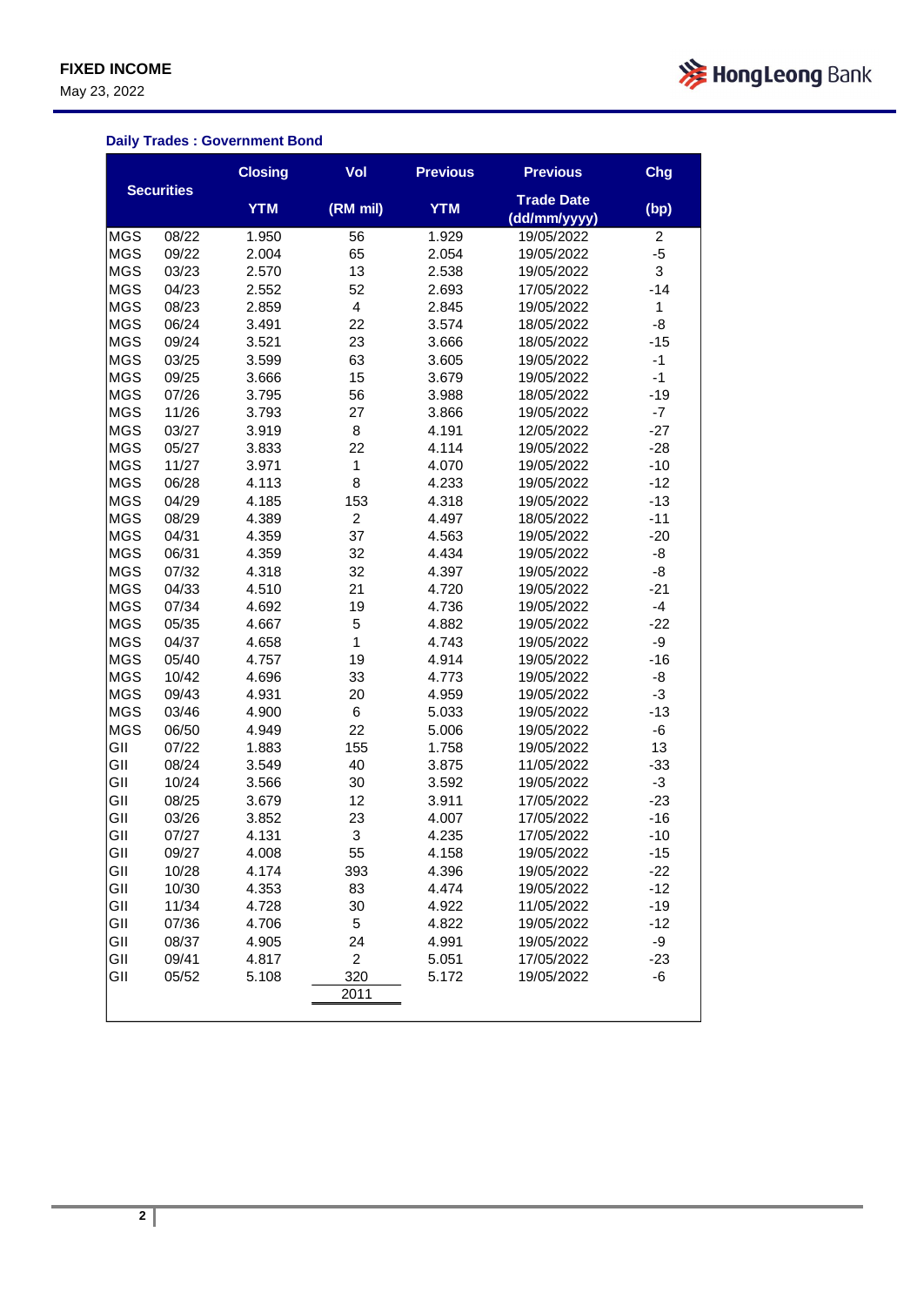FIXED INCOME

May 23, 2022

**Daily Trades : Government Bond**

| Securities | | Closing YTM | Vol (RM mil) | Previous YTM | Previous Trade Date (dd/mm/yyyy) | Chg (bp) |
|---|---|---|---|---|---|---|
| MGS | 08/22 | 1.950 | 56 | 1.929 | 19/05/2022 | 2 |
| MGS | 09/22 | 2.004 | 65 | 2.054 | 19/05/2022 | -5 |
| MGS | 03/23 | 2.570 | 13 | 2.538 | 19/05/2022 | 3 |
| MGS | 04/23 | 2.552 | 52 | 2.693 | 17/05/2022 | -14 |
| MGS | 08/23 | 2.859 | 4 | 2.845 | 19/05/2022 | 1 |
| MGS | 06/24 | 3.491 | 22 | 3.574 | 18/05/2022 | -8 |
| MGS | 09/24 | 3.521 | 23 | 3.666 | 18/05/2022 | -15 |
| MGS | 03/25 | 3.599 | 63 | 3.605 | 19/05/2022 | -1 |
| MGS | 09/25 | 3.666 | 15 | 3.679 | 19/05/2022 | -1 |
| MGS | 07/26 | 3.795 | 56 | 3.988 | 18/05/2022 | -19 |
| MGS | 11/26 | 3.793 | 27 | 3.866 | 19/05/2022 | -7 |
| MGS | 03/27 | 3.919 | 8 | 4.191 | 12/05/2022 | -27 |
| MGS | 05/27 | 3.833 | 22 | 4.114 | 19/05/2022 | -28 |
| MGS | 11/27 | 3.971 | 1 | 4.070 | 19/05/2022 | -10 |
| MGS | 06/28 | 4.113 | 8 | 4.233 | 19/05/2022 | -12 |
| MGS | 04/29 | 4.185 | 153 | 4.318 | 19/05/2022 | -13 |
| MGS | 08/29 | 4.389 | 2 | 4.497 | 18/05/2022 | -11 |
| MGS | 04/31 | 4.359 | 37 | 4.563 | 19/05/2022 | -20 |
| MGS | 06/31 | 4.359 | 32 | 4.434 | 19/05/2022 | -8 |
| MGS | 07/32 | 4.318 | 32 | 4.397 | 19/05/2022 | -8 |
| MGS | 04/33 | 4.510 | 21 | 4.720 | 19/05/2022 | -21 |
| MGS | 07/34 | 4.692 | 19 | 4.736 | 19/05/2022 | -4 |
| MGS | 05/35 | 4.667 | 5 | 4.882 | 19/05/2022 | -22 |
| MGS | 04/37 | 4.658 | 1 | 4.743 | 19/05/2022 | -9 |
| MGS | 05/40 | 4.757 | 19 | 4.914 | 19/05/2022 | -16 |
| MGS | 10/42 | 4.696 | 33 | 4.773 | 19/05/2022 | -8 |
| MGS | 09/43 | 4.931 | 20 | 4.959 | 19/05/2022 | -3 |
| MGS | 03/46 | 4.900 | 6 | 5.033 | 19/05/2022 | -13 |
| MGS | 06/50 | 4.949 | 22 | 5.006 | 19/05/2022 | -6 |
| GII | 07/22 | 1.883 | 155 | 1.758 | 19/05/2022 | 13 |
| GII | 08/24 | 3.549 | 40 | 3.875 | 11/05/2022 | -33 |
| GII | 10/24 | 3.566 | 30 | 3.592 | 19/05/2022 | -3 |
| GII | 08/25 | 3.679 | 12 | 3.911 | 17/05/2022 | -23 |
| GII | 03/26 | 3.852 | 23 | 4.007 | 17/05/2022 | -16 |
| GII | 07/27 | 4.131 | 3 | 4.235 | 17/05/2022 | -10 |
| GII | 09/27 | 4.008 | 55 | 4.158 | 19/05/2022 | -15 |
| GII | 10/28 | 4.174 | 393 | 4.396 | 19/05/2022 | -22 |
| GII | 10/30 | 4.353 | 83 | 4.474 | 19/05/2022 | -12 |
| GII | 11/34 | 4.728 | 30 | 4.922 | 11/05/2022 | -19 |
| GII | 07/36 | 4.706 | 5 | 4.822 | 19/05/2022 | -12 |
| GII | 08/37 | 4.905 | 24 | 4.991 | 19/05/2022 | -9 |
| GII | 09/41 | 4.817 | 2 | 5.051 | 17/05/2022 | -23 |
| GII | 05/52 | 5.108 | 320 | 5.172 | 19/05/2022 | -6 |
| | | | 2011 | | | |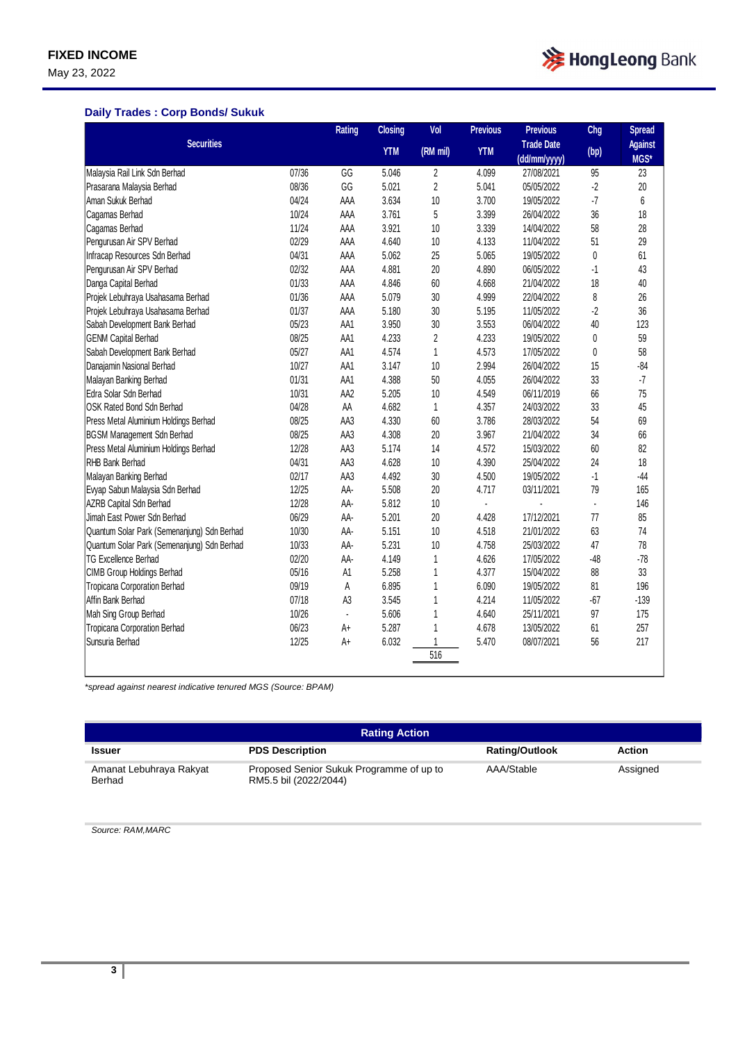## Daily Trades : Corp Bonds/ Sukuk

| Securities | | Rating | Closing YTM | Vol (RM mil) | Previous YTM | Previous Trade Date (dd/mm/yyyy) | Chg (bp) | Spread Against MGS* |
|---|---|---|---|---|---|---|---|---|
| Malaysia Rail Link Sdn Berhad | 07/36 | GG | 5.046 | 2 | 4.099 | 27/08/2021 | 95 | 23 |
| Prasarana Malaysia Berhad | 08/36 | GG | 5.021 | 2 | 5.041 | 05/05/2022 | -2 | 20 |
| Aman Sukuk Berhad | 04/24 | AAA | 3.634 | 10 | 3.700 | 19/05/2022 | -7 | 6 |
| Cagamas Berhad | 10/24 | AAA | 3.761 | 5 | 3.399 | 26/04/2022 | 36 | 18 |
| Cagamas Berhad | 11/24 | AAA | 3.921 | 10 | 3.339 | 14/04/2022 | 58 | 28 |
| Pengurusan Air SPV Berhad | 02/29 | AAA | 4.640 | 10 | 4.133 | 11/04/2022 | 51 | 29 |
| Infracap Resources Sdn Berhad | 04/31 | AAA | 5.062 | 25 | 5.065 | 19/05/2022 | 0 | 61 |
| Pengurusan Air SPV Berhad | 02/32 | AAA | 4.881 | 20 | 4.890 | 06/05/2022 | -1 | 43 |
| Danga Capital Berhad | 01/33 | AAA | 4.846 | 60 | 4.668 | 21/04/2022 | 18 | 40 |
| Projek Lebuhraya Usahasama Berhad | 01/36 | AAA | 5.079 | 30 | 4.999 | 22/04/2022 | 8 | 26 |
| Projek Lebuhraya Usahasama Berhad | 01/37 | AAA | 5.180 | 30 | 5.195 | 11/05/2022 | -2 | 36 |
| Sabah Development Bank Berhad | 05/23 | AA1 | 3.950 | 30 | 3.553 | 06/04/2022 | 40 | 123 |
| GENM Capital Berhad | 08/25 | AA1 | 4.233 | 2 | 4.233 | 19/05/2022 | 0 | 59 |
| Sabah Development Bank Berhad | 05/27 | AA1 | 4.574 | 1 | 4.573 | 17/05/2022 | 0 | 58 |
| Danajamin Nasional Berhad | 10/27 | AA1 | 3.147 | 10 | 2.994 | 26/04/2022 | 15 | -84 |
| Malayan Banking Berhad | 01/31 | AA1 | 4.388 | 50 | 4.055 | 26/04/2022 | 33 | -7 |
| Edra Solar Sdn Berhad | 10/31 | AA2 | 5.205 | 10 | 4.549 | 06/11/2019 | 66 | 75 |
| OSK Rated Bond Sdn Berhad | 04/28 | AA | 4.682 | 1 | 4.357 | 24/03/2022 | 33 | 45 |
| Press Metal Aluminium Holdings Berhad | 08/25 | AA3 | 4.330 | 60 | 3.786 | 28/03/2022 | 54 | 69 |
| BGSM Management Sdn Berhad | 08/25 | AA3 | 4.308 | 20 | 3.967 | 21/04/2022 | 34 | 66 |
| Press Metal Aluminium Holdings Berhad | 12/28 | AA3 | 5.174 | 14 | 4.572 | 15/03/2022 | 60 | 82 |
| RHB Bank Berhad | 04/31 | AA3 | 4.628 | 10 | 4.390 | 25/04/2022 | 24 | 18 |
| Malayan Banking Berhad | 02/17 | AA3 | 4.492 | 30 | 4.500 | 19/05/2022 | -1 | -44 |
| Evyap Sabun Malaysia Sdn Berhad | 12/25 | AA- | 5.508 | 20 | 4.717 | 03/11/2021 | 79 | 165 |
| AZRB Capital Sdn Berhad | 12/28 | AA- | 5.812 | 10 | - | - | - | 146 |
| Jimah East Power Sdn Berhad | 06/29 | AA- | 5.201 | 20 | 4.428 | 17/12/2021 | 77 | 85 |
| Quantum Solar Park (Semenanjung) Sdn Berhad | 10/30 | AA- | 5.151 | 10 | 4.518 | 21/01/2022 | 63 | 74 |
| Quantum Solar Park (Semenanjung) Sdn Berhad | 10/33 | AA- | 5.231 | 10 | 4.758 | 25/03/2022 | 47 | 78 |
| TG Excellence Berhad | 02/20 | AA- | 4.149 | 1 | 4.626 | 17/05/2022 | -48 | -78 |
| CIMB Group Holdings Berhad | 05/16 | A1 | 5.258 | 1 | 4.377 | 15/04/2022 | 88 | 33 |
| Tropicana Corporation Berhad | 09/19 | A | 6.895 | 1 | 6.090 | 19/05/2022 | 81 | 196 |
| Affin Bank Berhad | 07/18 | A3 | 3.545 | 1 | 4.214 | 11/05/2022 | -67 | -139 |
| Mah Sing Group Berhad | 10/26 | - | 5.606 | 1 | 4.640 | 25/11/2021 | 97 | 175 |
| Tropicana Corporation Berhad | 06/23 | A+ | 5.287 | 1 | 4.678 | 13/05/2022 | 61 | 257 |
| Sunsuria Berhad | 12/25 | A+ | 6.032 | 1 | 5.470 | 08/07/2021 | 56 | 217 |
| | | | | 516 | | | | |

*spread against nearest indicative tenured MGS (Source: BPAM)*

### Rating Action

| Issuer | PDS Description | Rating/Outlook | Action |
|---|---|---|---|
| Amanat Lebuhraya Rakyat Berhad | Proposed Senior Sukuk Programme of up to RM5.5 bil (2022/2044) | AAA/Stable | Assigned |

*Source: RAM,MARC*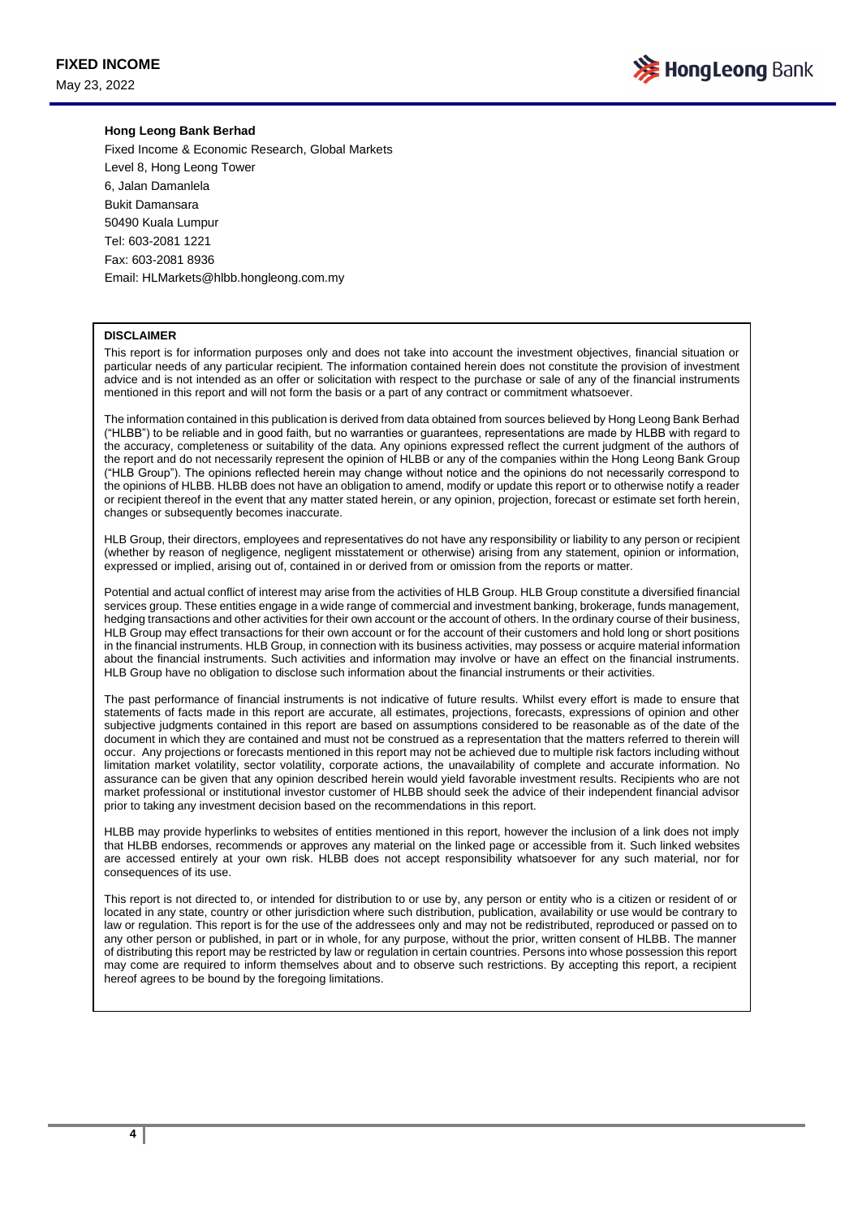**Hong Leong Bank Berhad**

Fixed Income & Economic Research, Global Markets
Level 8, Hong Leong Tower
6, Jalan Damanlela
Bukit Damansara
50490 Kuala Lumpur
Tel: 603-2081 1221
Fax: 603-2081 8936
Email: HLMarkets@hlbb.hongleong.com.my

**DISCLAIMER**

This report is for information purposes only and does not take into account the investment objectives, financial situation or particular needs of any particular recipient. The information contained herein does not constitute the provision of investment advice and is not intended as an offer or solicitation with respect to the purchase or sale of any of the financial instruments mentioned in this report and will not form the basis or a part of any contract or commitment whatsoever.

The information contained in this publication is derived from data obtained from sources believed by Hong Leong Bank Berhad ("HLBB") to be reliable and in good faith, but no warranties or guarantees, representations are made by HLBB with regard to the accuracy, completeness or suitability of the data. Any opinions expressed reflect the current judgment of the authors of the report and do not necessarily represent the opinion of HLBB or any of the companies within the Hong Leong Bank Group ("HLB Group"). The opinions reflected herein may change without notice and the opinions do not necessarily correspond to the opinions of HLBB. HLBB does not have an obligation to amend, modify or update this report or to otherwise notify a reader or recipient thereof in the event that any matter stated herein, or any opinion, projection, forecast or estimate set forth herein, changes or subsequently becomes inaccurate.

HLB Group, their directors, employees and representatives do not have any responsibility or liability to any person or recipient (whether by reason of negligence, negligent misstatement or otherwise) arising from any statement, opinion or information, expressed or implied, arising out of, contained in or derived from or omission from the reports or matter.

Potential and actual conflict of interest may arise from the activities of HLB Group. HLB Group constitute a diversified financial services group. These entities engage in a wide range of commercial and investment banking, brokerage, funds management, hedging transactions and other activities for their own account or the account of others. In the ordinary course of their business, HLB Group may effect transactions for their own account or for the account of their customers and hold long or short positions in the financial instruments. HLB Group, in connection with its business activities, may possess or acquire material information about the financial instruments. Such activities and information may involve or have an effect on the financial instruments. HLB Group have no obligation to disclose such information about the financial instruments or their activities.

The past performance of financial instruments is not indicative of future results. Whilst every effort is made to ensure that statements of facts made in this report are accurate, all estimates, projections, forecasts, expressions of opinion and other subjective judgments contained in this report are based on assumptions considered to be reasonable as of the date of the document in which they are contained and must not be construed as a representation that the matters referred to therein will occur. Any projections or forecasts mentioned in this report may not be achieved due to multiple risk factors including without limitation market volatility, sector volatility, corporate actions, the unavailability of complete and accurate information. No assurance can be given that any opinion described herein would yield favorable investment results. Recipients who are not market professional or institutional investor customer of HLBB should seek the advice of their independent financial advisor prior to taking any investment decision based on the recommendations in this report.

HLBB may provide hyperlinks to websites of entities mentioned in this report, however the inclusion of a link does not imply that HLBB endorses, recommends or approves any material on the linked page or accessible from it. Such linked websites are accessed entirely at your own risk. HLBB does not accept responsibility whatsoever for any such material, nor for consequences of its use.

This report is not directed to, or intended for distribution to or use by, any person or entity who is a citizen or resident of or located in any state, country or other jurisdiction where such distribution, publication, availability or use would be contrary to law or regulation. This report is for the use of the addressees only and may not be redistributed, reproduced or passed on to any other person or published, in part or in whole, for any purpose, without the prior, written consent of HLBB. The manner of distributing this report may be restricted by law or regulation in certain countries. Persons into whose possession this report may come are required to inform themselves about and to observe such restrictions. By accepting this report, a recipient hereof agrees to be bound by the foregoing limitations.